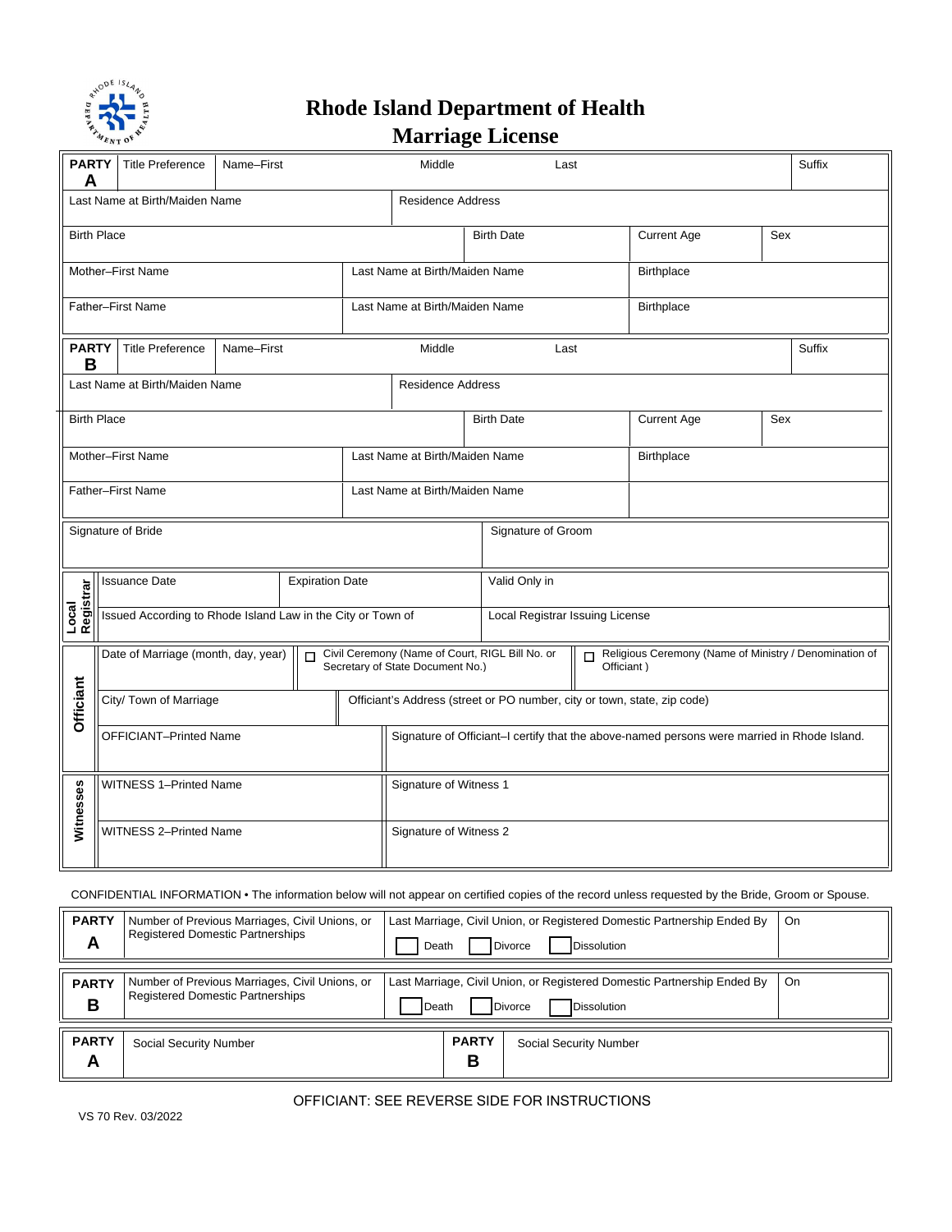# Rhode Island Department of Health
## Marriage License

| **PARTY A** | Title Preference | Name–First | Middle | Last | Suffix |
|---|---|---|---|---|---|
| Last Name at Birth/Maiden Name | | | Residence Address | | |
| Birth Place | | Birth Date | Current Age | Sex | |
| Mother–First Name | | Last Name at Birth/Maiden Name | Birthplace | | |
| Father–First Name | | Last Name at Birth/Maiden Name | Birthplace | | |

| **PARTY B** | Title Preference | Name–First | Middle | Last | Suffix |
|---|---|---|---|---|---|
| Last Name at Birth/Maiden Name | | | Residence Address | | |
| Birth Place | | Birth Date | Current Age | Sex | |
| Mother–First Name | | Last Name at Birth/Maiden Name | Birthplace | | |
| Father–First Name | | Last Name at Birth/Maiden Name | | | |

| Signature of Bride | Signature of Groom |
|---|---|

| **Local Registrar** | | | |
|---|---|---|---|
| Issuance Date | Expiration Date | Valid Only in | |
| Issued According to Rhode Island Law in the City or Town of | | Local Registrar Issuing License | |

| **Officiant** | | |
|---|---|---|
| Date of Marriage (month, day, year) | ☐ Civil Ceremony (Name of Court, RIGL Bill No. or Secretary of State Document No.) | ☐ Religious Ceremony (Name of Ministry / Denomination of Officiant ) |
| City/ Town of Marriage | Officiant's Address (street or PO number, city or town, state, zip code) | |
| OFFICIANT–Printed Name | Signature of Officiant–I certify that the above-named persons were married in Rhode Island. | |

| **Witnesses** | |
|---|---|
| WITNESS 1–Printed Name | Signature of Witness 1 |
| WITNESS 2–Printed Name | Signature of Witness 2 |

CONFIDENTIAL INFORMATION • The information below will not appear on certified copies of the record unless requested by the Bride, Groom or Spouse.

| | Number of Previous Marriages, Civil Unions, or Registered Domestic Partnerships | Last Marriage, Civil Union, or Registered Domestic Partnership Ended By | On |
|---|---|---|---|
| **PARTY A** | | ☐ Death ☐ Divorce ☐ Dissolution | |
| **PARTY B** | | ☐ Death ☐ Divorce ☐ Dissolution | |

| **PARTY A** | Social Security Number | **PARTY B** | Social Security Number |
|---|---|---|---|

OFFICIANT: SEE REVERSE SIDE FOR INSTRUCTIONS

VS 70 Rev. 03/2022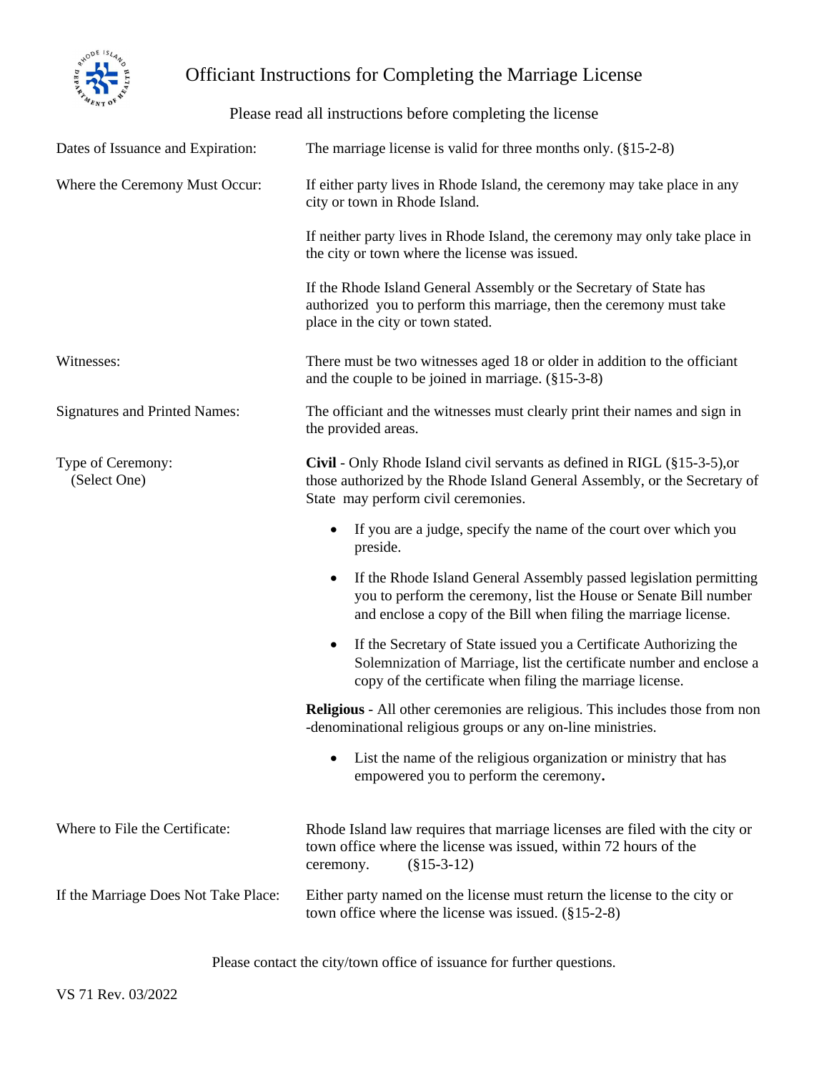# Officiant Instructions for Completing the Marriage License

Please read all instructions before completing the license

| | |
|---|---|
| Dates of Issuance and Expiration: | The marriage license is valid for three months only. (§15-2-8) |
| Where the Ceremony Must Occur: | If either party lives in Rhode Island, the ceremony may take place in any city or town in Rhode Island.<br><br>If neither party lives in Rhode Island, the ceremony may only take place in the city or town where the license was issued.<br><br>If the Rhode Island General Assembly or the Secretary of State has authorized you to perform this marriage, then the ceremony must take place in the city or town stated. |
| Witnesses: | There must be two witnesses aged 18 or older in addition to the officiant and the couple to be joined in marriage. (§15-3-8) |
| Signatures and Printed Names: | The officiant and the witnesses must clearly print their names and sign in the provided areas. |
| Type of Ceremony: (Select One) | **Civil** - Only Rhode Island civil servants as defined in RIGL (§15-3-5),or those authorized by the Rhode Island General Assembly, or the Secretary of State may perform civil ceremonies.<br><br>• If you are a judge, specify the name of the court over which you preside.<br>• If the Rhode Island General Assembly passed legislation permitting you to perform the ceremony, list the House or Senate Bill number and enclose a copy of the Bill when filing the marriage license.<br>• If the Secretary of State issued you a Certificate Authorizing the Solemnization of Marriage, list the certificate number and enclose a copy of the certificate when filing the marriage license.<br><br>**Religious** - All other ceremonies are religious. This includes those from non -denominational religious groups or any on-line ministries.<br><br>• List the name of the religious organization or ministry that has empowered you to perform the ceremony**.** |
| Where to File the Certificate: | Rhode Island law requires that marriage licenses are filed with the city or town office where the license was issued, within 72 hours of the ceremony. (§15-3-12) |
| If the Marriage Does Not Take Place: | Either party named on the license must return the license to the city or town office where the license was issued. (§15-2-8) |

Please contact the city/town office of issuance for further questions.

VS 71 Rev. 03/2022